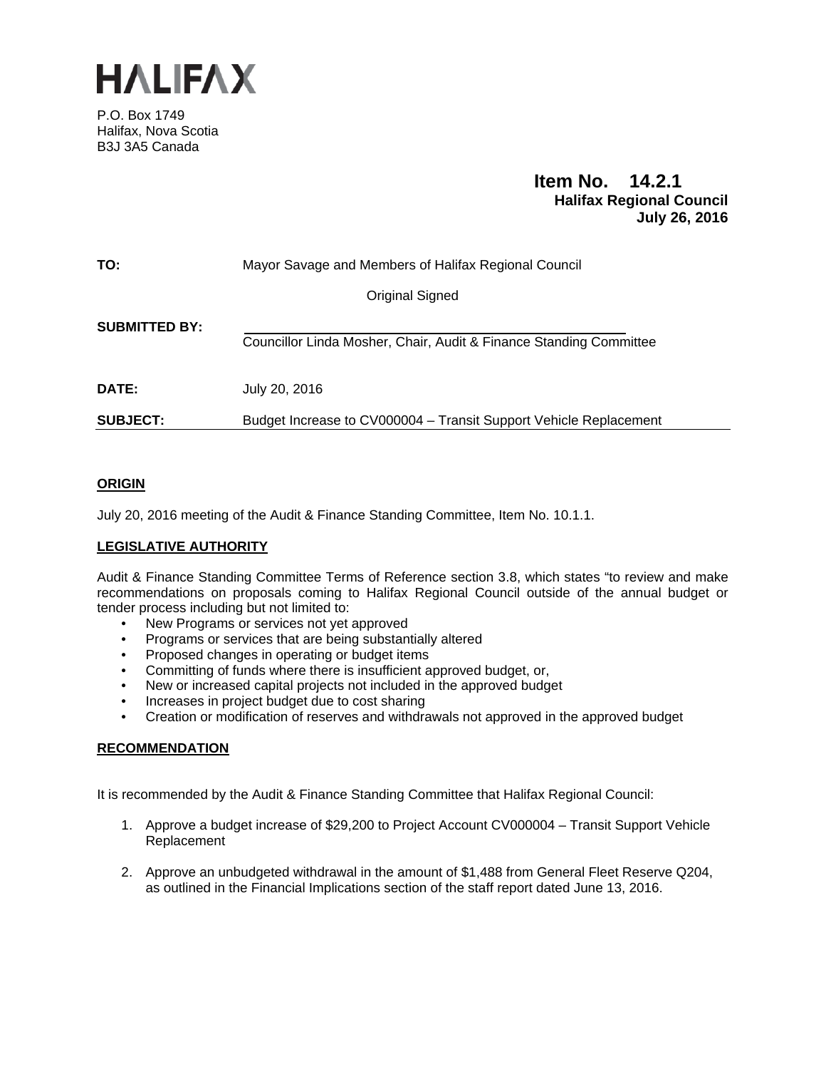# HALIFAX

P.O. Box 1749
Halifax, Nova Scotia
B3J 3A5 Canada

**Item No. 14.2.1**
**Halifax Regional Council**
**July 26, 2016**

**TO:** Mayor Savage and Members of Halifax Regional Council

Original Signed

**SUBMITTED BY:** Councillor Linda Mosher, Chair, Audit & Finance Standing Committee

**DATE:** July 20, 2016

**SUBJECT:** Budget Increase to CV000004 – Transit Support Vehicle Replacement

## ORIGIN

July 20, 2016 meeting of the Audit & Finance Standing Committee, Item No. 10.1.1.

## LEGISLATIVE AUTHORITY

Audit & Finance Standing Committee Terms of Reference section 3.8, which states "to review and make recommendations on proposals coming to Halifax Regional Council outside of the annual budget or tender process including but not limited to:

- New Programs or services not yet approved
- Programs or services that are being substantially altered
- Proposed changes in operating or budget items
- Committing of funds where there is insufficient approved budget, or,
- New or increased capital projects not included in the approved budget
- Increases in project budget due to cost sharing
- Creation or modification of reserves and withdrawals not approved in the approved budget

## RECOMMENDATION

It is recommended by the Audit & Finance Standing Committee that Halifax Regional Council:

1. Approve a budget increase of $29,200 to Project Account CV000004 – Transit Support Vehicle Replacement
2. Approve an unbudgeted withdrawal in the amount of $1,488 from General Fleet Reserve Q204, as outlined in the Financial Implications section of the staff report dated June 13, 2016.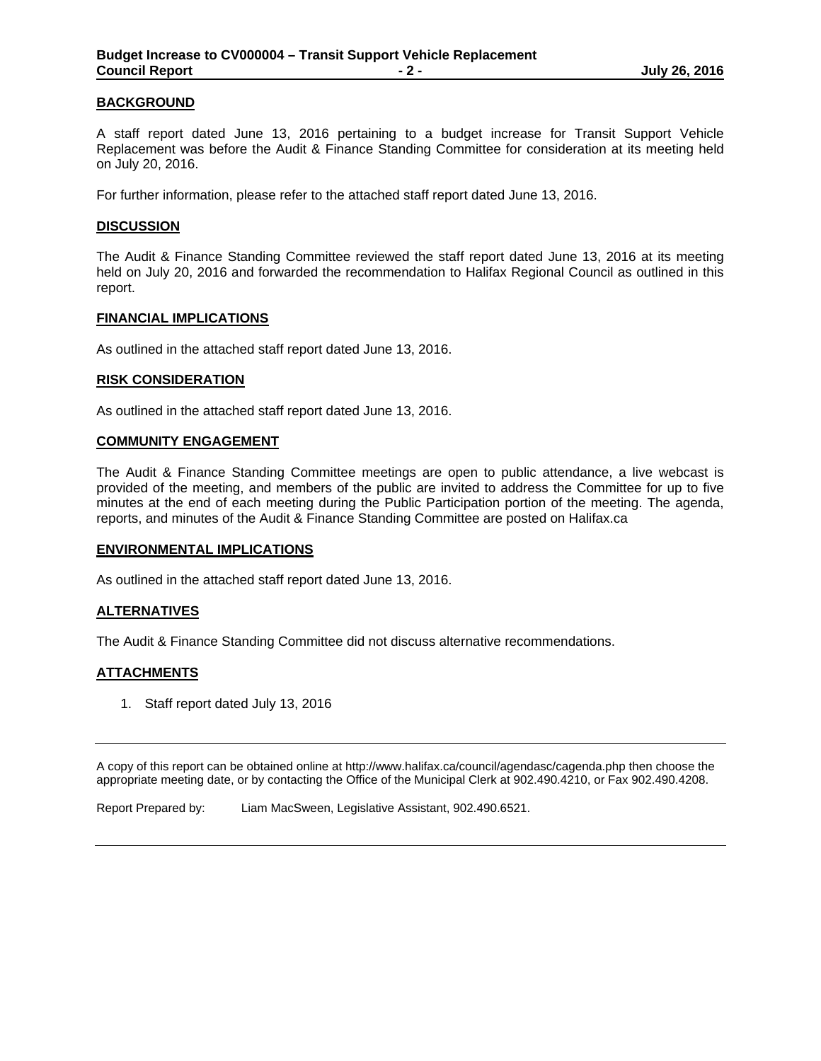## BACKGROUND

A staff report dated June 13, 2016 pertaining to a budget increase for Transit Support Vehicle Replacement was before the Audit & Finance Standing Committee for consideration at its meeting held on July 20, 2016.

For further information, please refer to the attached staff report dated June 13, 2016.

## DISCUSSION

The Audit & Finance Standing Committee reviewed the staff report dated June 13, 2016 at its meeting held on July 20, 2016 and forwarded the recommendation to Halifax Regional Council as outlined in this report.

## FINANCIAL IMPLICATIONS

As outlined in the attached staff report dated June 13, 2016.

## RISK CONSIDERATION

As outlined in the attached staff report dated June 13, 2016.

## COMMUNITY ENGAGEMENT

The Audit & Finance Standing Committee meetings are open to public attendance, a live webcast is provided of the meeting, and members of the public are invited to address the Committee for up to five minutes at the end of each meeting during the Public Participation portion of the meeting. The agenda, reports, and minutes of the Audit & Finance Standing Committee are posted on Halifax.ca

## ENVIRONMENTAL IMPLICATIONS

As outlined in the attached staff report dated June 13, 2016.

## ALTERNATIVES

The Audit & Finance Standing Committee did not discuss alternative recommendations.

## ATTACHMENTS

1. Staff report dated July 13, 2016

---

A copy of this report can be obtained online at http://www.halifax.ca/council/agendasc/cagenda.php then choose the appropriate meeting date, or by contacting the Office of the Municipal Clerk at 902.490.4210, or Fax 902.490.4208.

Report Prepared by: Liam MacSween, Legislative Assistant, 902.490.6521.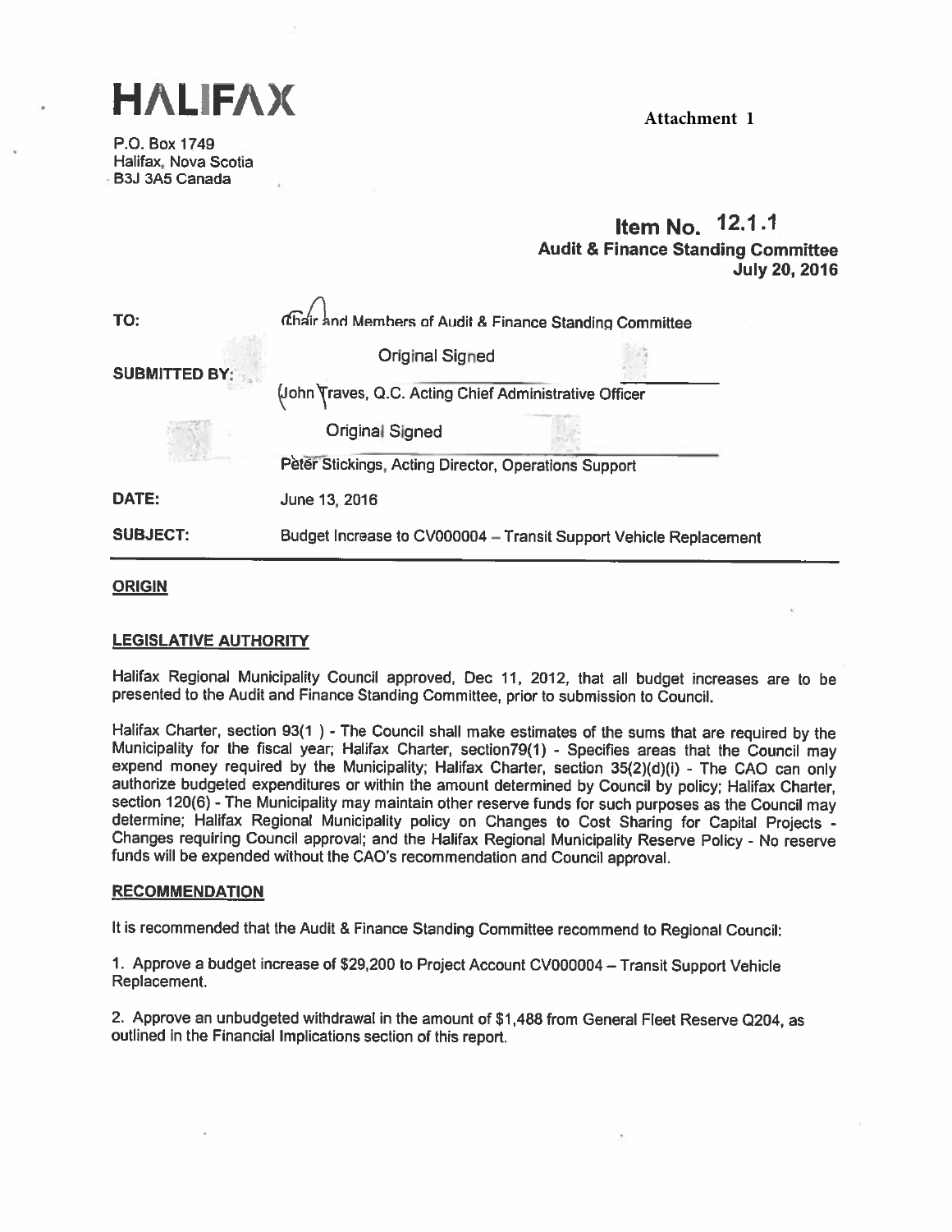# HALIFAX

**Attachment 1**

P.O. Box 1749
Halifax, Nova Scotia
B3J 3A5 Canada

**Item No. 12.1.1**
**Audit & Finance Standing Committee**
**July 20, 2016**

| | |
|---|---|
| **TO:** | Chair and Members of Audit & Finance Standing Committee |
| **SUBMITTED BY:** | Original Signed<br>John Traves, Q.C. Acting Chief Administrative Officer |
| | Original Signed<br>Peter Stickings, Acting Director, Operations Support |
| **DATE:** | June 13, 2016 |
| **SUBJECT:** | Budget Increase to CV000004 – Transit Support Vehicle Replacement |

## ORIGIN

## LEGISLATIVE AUTHORITY

Halifax Regional Municipality Council approved, Dec 11, 2012, that all budget increases are to be presented to the Audit and Finance Standing Committee, prior to submission to Council.

Halifax Charter, section 93(1 ) - The Council shall make estimates of the sums that are required by the Municipality for the fiscal year; Halifax Charter, section79(1) - Specifies areas that the Council may expend money required by the Municipality; Halifax Charter, section 35(2)(d)(i) - The CAO can only authorize budgeted expenditures or within the amount determined by Council by policy; Halifax Charter, section 120(6) - The Municipality may maintain other reserve funds for such purposes as the Council may determine; Halifax Regional Municipality policy on Changes to Cost Sharing for Capital Projects - Changes requiring Council approval; and the Halifax Regional Municipality Reserve Policy - No reserve funds will be expended without the CAO's recommendation and Council approval.

## RECOMMENDATION

It is recommended that the Audit & Finance Standing Committee recommend to Regional Council:

1. Approve a budget increase of $29,200 to Project Account CV000004 – Transit Support Vehicle Replacement.

2. Approve an unbudgeted withdrawal in the amount of $1,488 from General Fleet Reserve Q204, as outlined in the Financial Implications section of this report.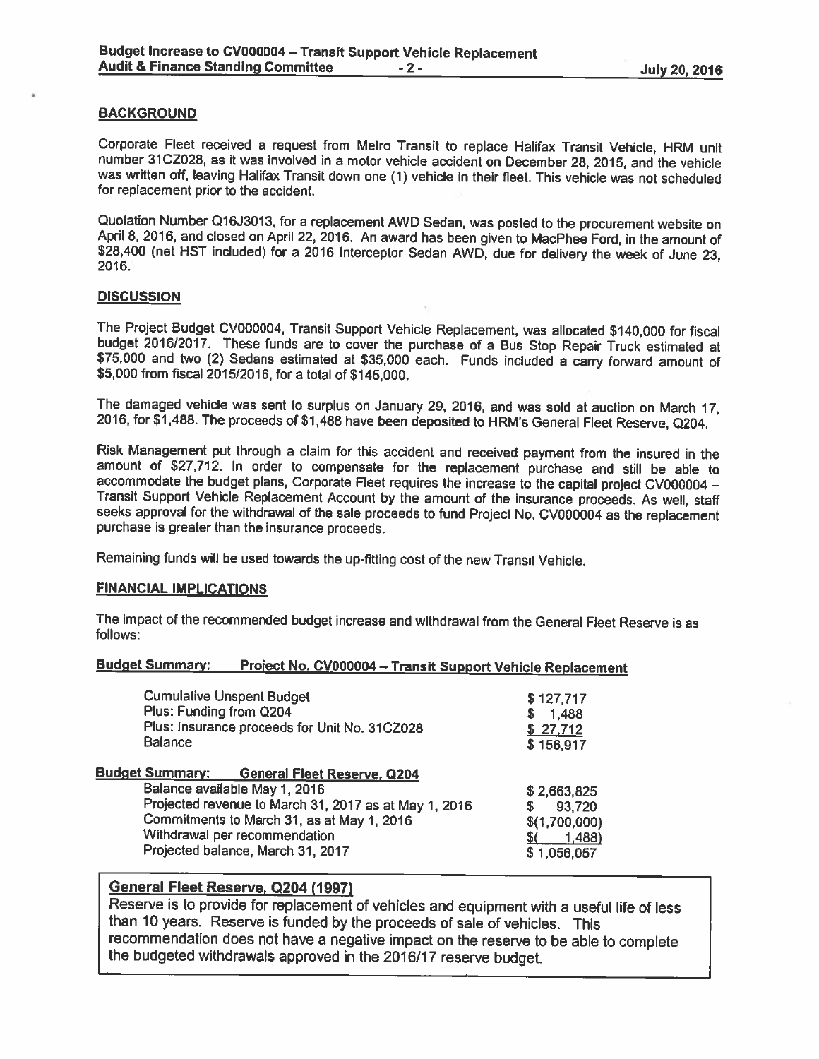## BACKGROUND

Corporate Fleet received a request from Metro Transit to replace Halifax Transit Vehicle, HRM unit number 31CZ028, as it was involved in a motor vehicle accident on December 28, 2015, and the vehicle was written off, leaving Halifax Transit down one (1) vehicle in their fleet. This vehicle was not scheduled for replacement prior to the accident.

Quotation Number Q16J3013, for a replacement AWD Sedan, was posted to the procurement website on April 8, 2016, and closed on April 22, 2016. An award has been given to MacPhee Ford, in the amount of $28,400 (net HST included) for a 2016 Interceptor Sedan AWD, due for delivery the week of June 23, 2016.

## DISCUSSION

The Project Budget CV000004, Transit Support Vehicle Replacement, was allocated $140,000 for fiscal budget 2016/2017. These funds are to cover the purchase of a Bus Stop Repair Truck estimated at $75,000 and two (2) Sedans estimated at $35,000 each. Funds included a carry forward amount of $5,000 from fiscal 2015/2016, for a total of $145,000.

The damaged vehicle was sent to surplus on January 29, 2016, and was sold at auction on March 17, 2016, for $1,488. The proceeds of $1,488 have been deposited to HRM's General Fleet Reserve, Q204.

Risk Management put through a claim for this accident and received payment from the insured in the amount of $27,712. In order to compensate for the replacement purchase and still be able to accommodate the budget plans, Corporate Fleet requires the increase to the capital project CV000004 – Transit Support Vehicle Replacement Account by the amount of the insurance proceeds. As well, staff seeks approval for the withdrawal of the sale proceeds to fund Project No. CV000004 as the replacement purchase is greater than the insurance proceeds.

Remaining funds will be used towards the up-fitting cost of the new Transit Vehicle.

## FINANCIAL IMPLICATIONS

The impact of the recommended budget increase and withdrawal from the General Fleet Reserve is as follows:

**Budget Summary: Project No. CV000004 – Transit Support Vehicle Replacement**

| | |
|---|---|
| Cumulative Unspent Budget | $ 127,717 |
| Plus: Funding from Q204 | $ 1,488 |
| Plus: Insurance proceeds for Unit No. 31CZ028 | $ 27,712 |
| Balance | $ 156,917 |

**Budget Summary: General Fleet Reserve, Q204**

| | |
|---|---|
| Balance available May 1, 2016 | $ 2,663,825 |
| Projected revenue to March 31, 2017 as at May 1, 2016 | $ 93,720 |
| Commitments to March 31, as at May 1, 2016 | $(1,700,000) |
| Withdrawal per recommendation | $( 1,488) |
| Projected balance, March 31, 2017 | $ 1,056,057 |

**General Fleet Reserve, Q204 (1997)**

Reserve is to provide for replacement of vehicles and equipment with a useful life of less than 10 years. Reserve is funded by the proceeds of sale of vehicles. This recommendation does not have a negative impact on the reserve to be able to complete the budgeted withdrawals approved in the 2016/17 reserve budget.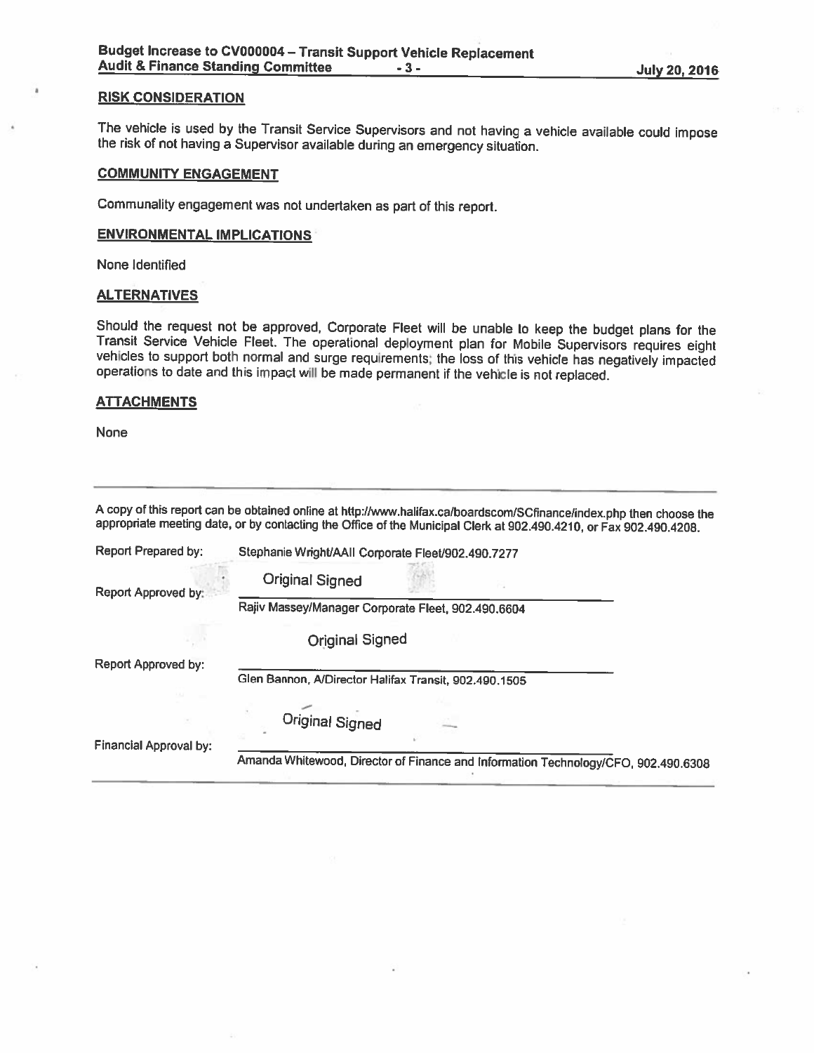## RISK CONSIDERATION

The vehicle is used by the Transit Service Supervisors and not having a vehicle available could impose the risk of not having a Supervisor available during an emergency situation.

## COMMUNITY ENGAGEMENT

Communality engagement was not undertaken as part of this report.

## ENVIRONMENTAL IMPLICATIONS

None Identified

## ALTERNATIVES

Should the request not be approved, Corporate Fleet will be unable to keep the budget plans for the Transit Service Vehicle Fleet. The operational deployment plan for Mobile Supervisors requires eight vehicles to support both normal and surge requirements; the loss of this vehicle has negatively impacted operations to date and this impact will be made permanent if the vehicle is not replaced.

## ATTACHMENTS

None

---

A copy of this report can be obtained online at http://www.halifax.ca/boardscom/SCfinance/index.php then choose the appropriate meeting date, or by contacting the Office of the Municipal Clerk at 902.490.4210, or Fax 902.490.4208.

Report Prepared by: Stephanie Wright/AAII Corporate Fleet/902.490.7277

Report Approved by: Original Signed
Rajiv Massey/Manager Corporate Fleet, 902.490.6604

Report Approved by: Original Signed
Glen Bannon, A/Director Halifax Transit, 902.490.1505

Financial Approval by: Original Signed
Amanda Whitewood, Director of Finance and Information Technology/CFO, 902.490.6308

---